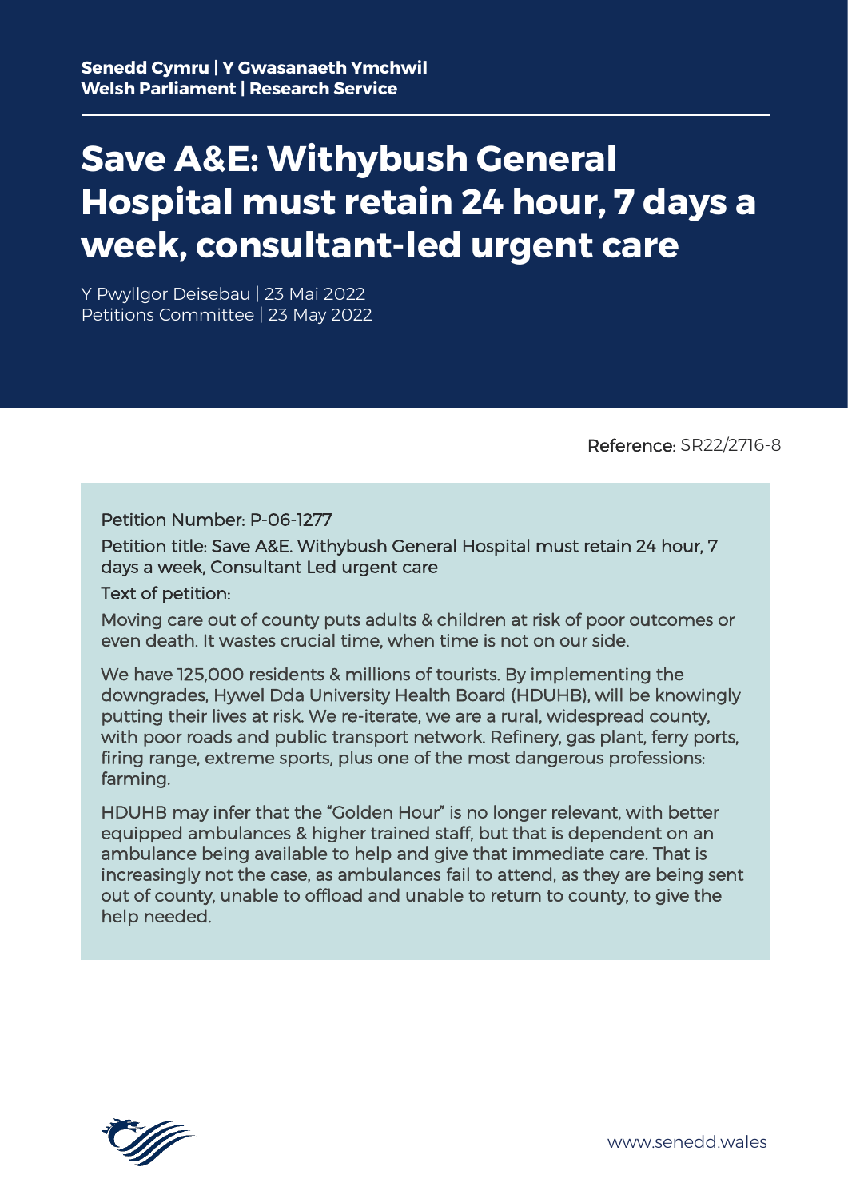**Senedd Cymru | Y Gwasanaeth Ymchwil**
**Welsh Parliament | Research Service**

# Save A&E: Withybush General Hospital must retain 24 hour, 7 days a week, consultant-led urgent care

Y Pwyllgor Deisebau | 23 Mai 2022
Petitions Committee | 23 May 2022

Reference: SR22/2716-8

Petition Number: P-06-1277

Petition title: Save A&E. Withybush General Hospital must retain 24 hour, 7 days a week, Consultant Led urgent care

Text of petition:

Moving care out of county puts adults & children at risk of poor outcomes or even death. It wastes crucial time, when time is not on our side.

We have 125,000 residents & millions of tourists. By implementing the downgrades, Hywel Dda University Health Board (HDUHB), will be knowingly putting their lives at risk. We re-iterate, we are a rural, widespread county, with poor roads and public transport network. Refinery, gas plant, ferry ports, firing range, extreme sports, plus one of the most dangerous professions: farming.

HDUHB may infer that the "Golden Hour" is no longer relevant, with better equipped ambulances & higher trained staff, but that is dependent on an ambulance being available to help and give that immediate care. That is increasingly not the case, as ambulances fail to attend, as they are being sent out of county, unable to offload and unable to return to county, to give the help needed.

www.senedd.wales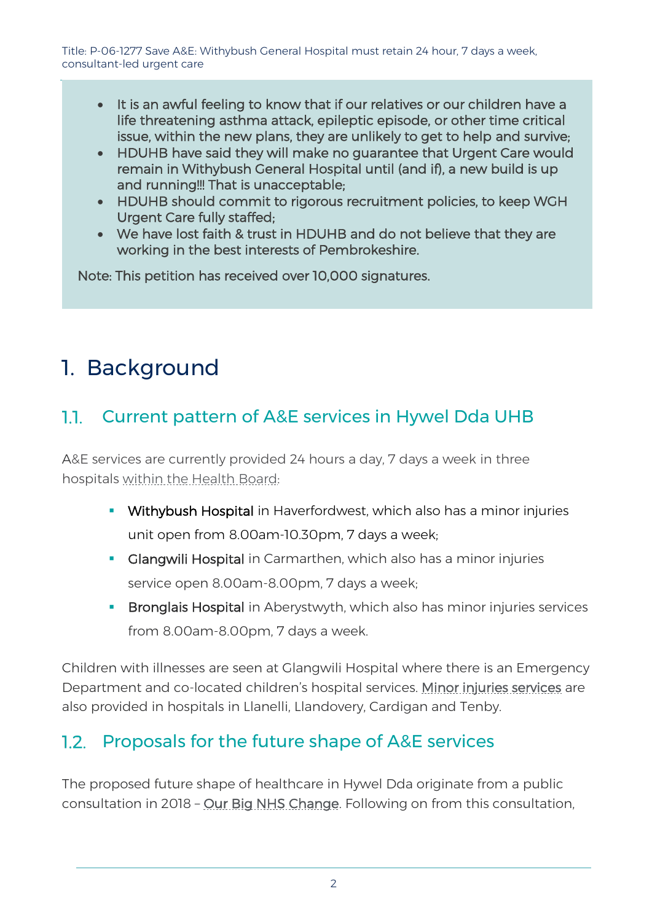- It is an awful feeling to know that if our relatives or our children have a life threatening asthma attack, epileptic episode, or other time critical issue, within the new plans, they are unlikely to get to help and survive;
- HDUHB have said they will make no guarantee that Urgent Care would remain in Withybush General Hospital until (and if), a new build is up and running!!! That is unacceptable;
- HDUHB should commit to rigorous recruitment policies, to keep WGH Urgent Care fully staffed;
- We have lost faith & trust in HDUHB and do not believe that they are working in the best interests of Pembrokeshire.

Note: This petition has received over 10,000 signatures.

# 1. Background

## 1.1. Current pattern of A&E services in Hywel Dda UHB

A&E services are currently provided 24 hours a day, 7 days a week in three hospitals within the Health Board:

- Withybush Hospital in Haverfordwest, which also has a minor injuries unit open from 8.00am-10.30pm, 7 days a week;
- Glangwili Hospital in Carmarthen, which also has a minor injuries service open 8.00am-8.00pm, 7 days a week;
- Bronglais Hospital in Aberystwyth, which also has minor injuries services from 8.00am-8.00pm, 7 days a week.

Children with illnesses are seen at Glangwili Hospital where there is an Emergency Department and co-located children's hospital services. Minor injuries services are also provided in hospitals in Llanelli, Llandovery, Cardigan and Tenby.

## 1.2. Proposals for the future shape of A&E services

The proposed future shape of healthcare in Hywel Dda originate from a public consultation in 2018 – Our Big NHS Change. Following on from this consultation,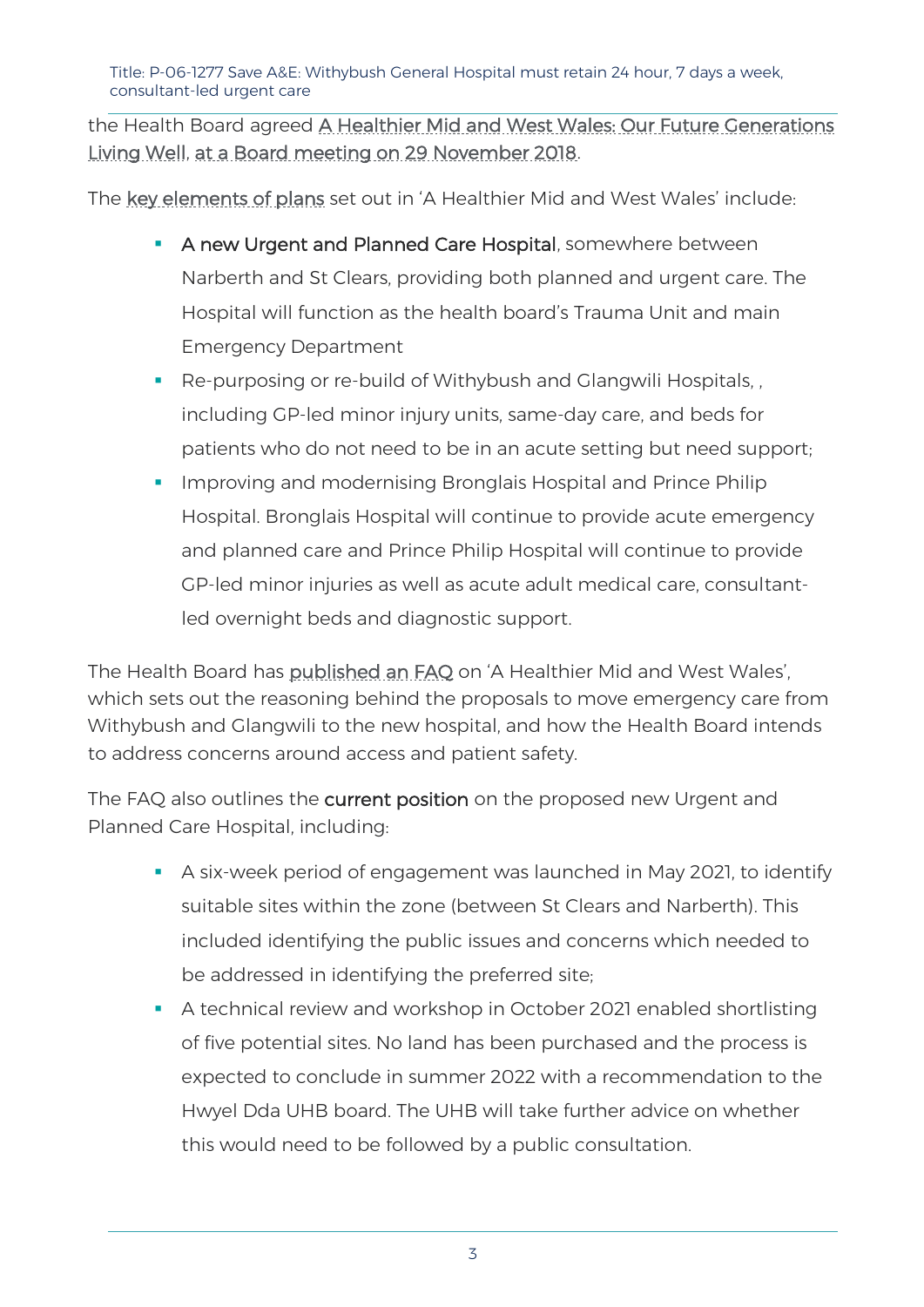the Health Board agreed A Healthier Mid and West Wales: Our Future Generations Living Well, at a Board meeting on 29 November 2018.

The key elements of plans set out in 'A Healthier Mid and West Wales' include:

- **A new Urgent and Planned Care Hospital**, somewhere between Narberth and St Clears, providing both planned and urgent care. The Hospital will function as the health board's Trauma Unit and main Emergency Department
- Re-purposing or re-build of Withybush and Glangwili Hospitals, , including GP-led minor injury units, same-day care, and beds for patients who do not need to be in an acute setting but need support;
- Improving and modernising Bronglais Hospital and Prince Philip Hospital. Bronglais Hospital will continue to provide acute emergency and planned care and Prince Philip Hospital will continue to provide GP-led minor injuries as well as acute adult medical care, consultant-led overnight beds and diagnostic support.

The Health Board has published an FAQ on 'A Healthier Mid and West Wales', which sets out the reasoning behind the proposals to move emergency care from Withybush and Glangwili to the new hospital, and how the Health Board intends to address concerns around access and patient safety.

The FAQ also outlines the **current position** on the proposed new Urgent and Planned Care Hospital, including:

- A six-week period of engagement was launched in May 2021, to identify suitable sites within the zone (between St Clears and Narberth). This included identifying the public issues and concerns which needed to be addressed in identifying the preferred site;
- A technical review and workshop in October 2021 enabled shortlisting of five potential sites. No land has been purchased and the process is expected to conclude in summer 2022 with a recommendation to the Hwyel Dda UHB board. The UHB will take further advice on whether this would need to be followed by a public consultation.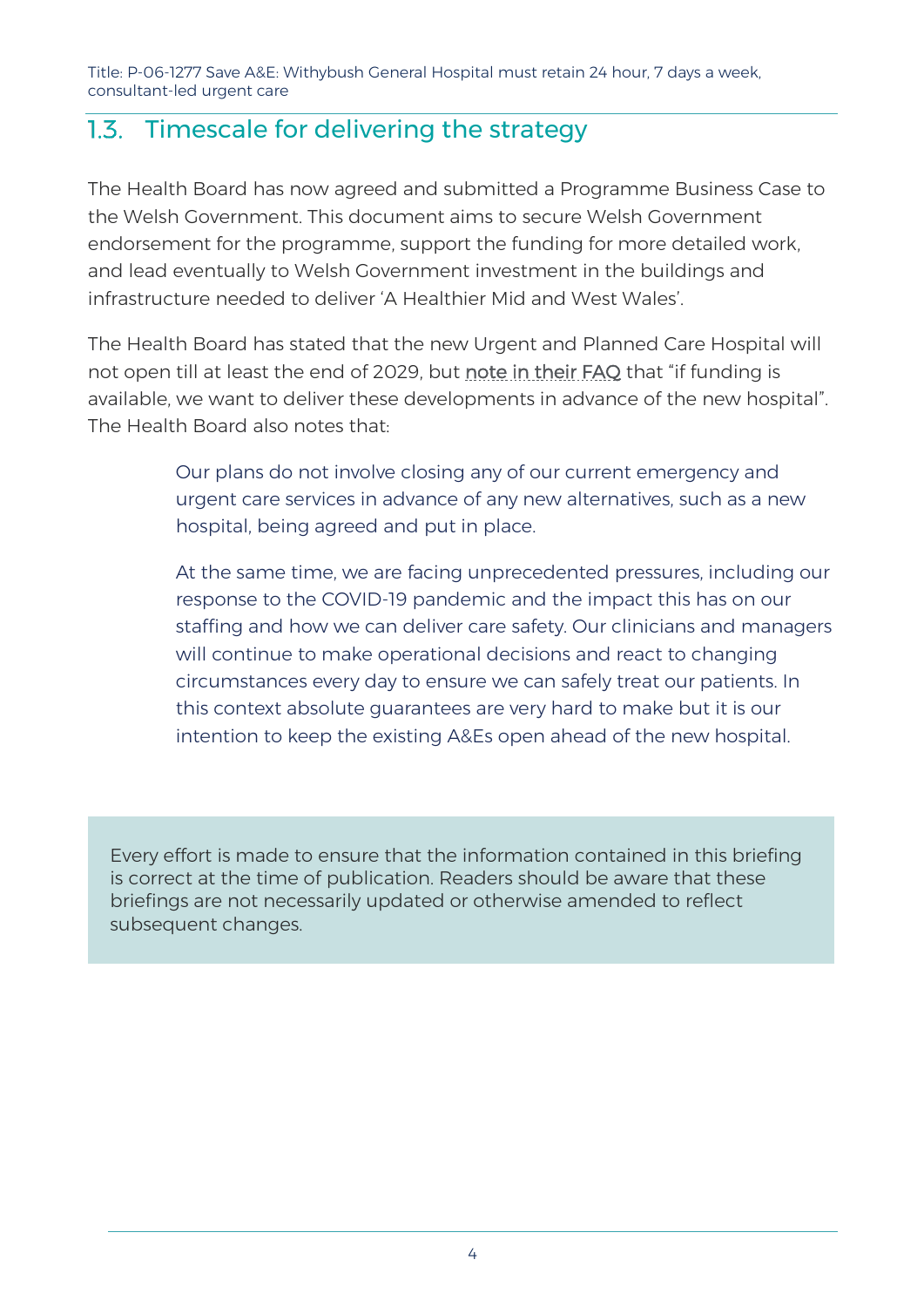## 1.3. Timescale for delivering the strategy

The Health Board has now agreed and submitted a Programme Business Case to the Welsh Government. This document aims to secure Welsh Government endorsement for the programme, support the funding for more detailed work, and lead eventually to Welsh Government investment in the buildings and infrastructure needed to deliver 'A Healthier Mid and West Wales'.

The Health Board has stated that the new Urgent and Planned Care Hospital will not open till at least the end of 2029, but note in their FAQ that "if funding is available, we want to deliver these developments in advance of the new hospital". The Health Board also notes that:

> Our plans do not involve closing any of our current emergency and urgent care services in advance of any new alternatives, such as a new hospital, being agreed and put in place.
>
> At the same time, we are facing unprecedented pressures, including our response to the COVID-19 pandemic and the impact this has on our staffing and how we can deliver care safety. Our clinicians and managers will continue to make operational decisions and react to changing circumstances every day to ensure we can safely treat our patients. In this context absolute guarantees are very hard to make but it is our intention to keep the existing A&Es open ahead of the new hospital.

Every effort is made to ensure that the information contained in this briefing is correct at the time of publication. Readers should be aware that these briefings are not necessarily updated or otherwise amended to reflect subsequent changes.